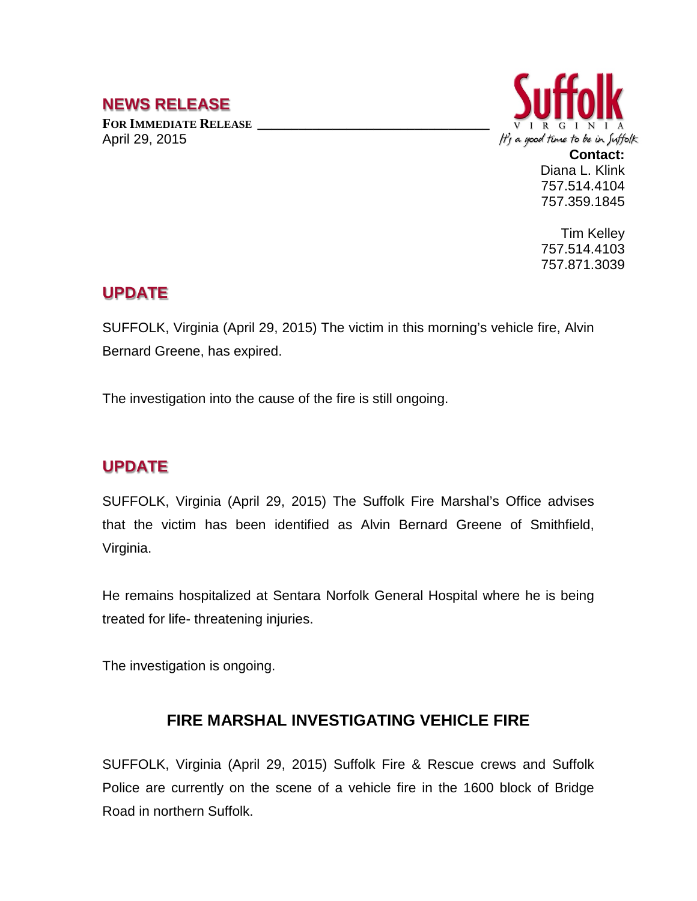## NEWS RELEASE

**FOR IMMEDIATE RELEASE**
April 29, 2015

Suffolk
VIRGINIA
*It's a good time to be in Suffolk*

**Contact:**
Diana L. Klink
757.514.4104
757.359.1845

Tim Kelley
757.514.4103
757.871.3039

## UPDATE

SUFFOLK, Virginia (April 29, 2015) The victim in this morning's vehicle fire, Alvin Bernard Greene, has expired.

The investigation into the cause of the fire is still ongoing.

## UPDATE

SUFFOLK, Virginia (April 29, 2015) The Suffolk Fire Marshal's Office advises that the victim has been identified as Alvin Bernard Greene of Smithfield, Virginia.

He remains hospitalized at Sentara Norfolk General Hospital where he is being treated for life- threatening injuries.

The investigation is ongoing.

## FIRE MARSHAL INVESTIGATING VEHICLE FIRE

SUFFOLK, Virginia (April 29, 2015) Suffolk Fire & Rescue crews and Suffolk Police are currently on the scene of a vehicle fire in the 1600 block of Bridge Road in northern Suffolk.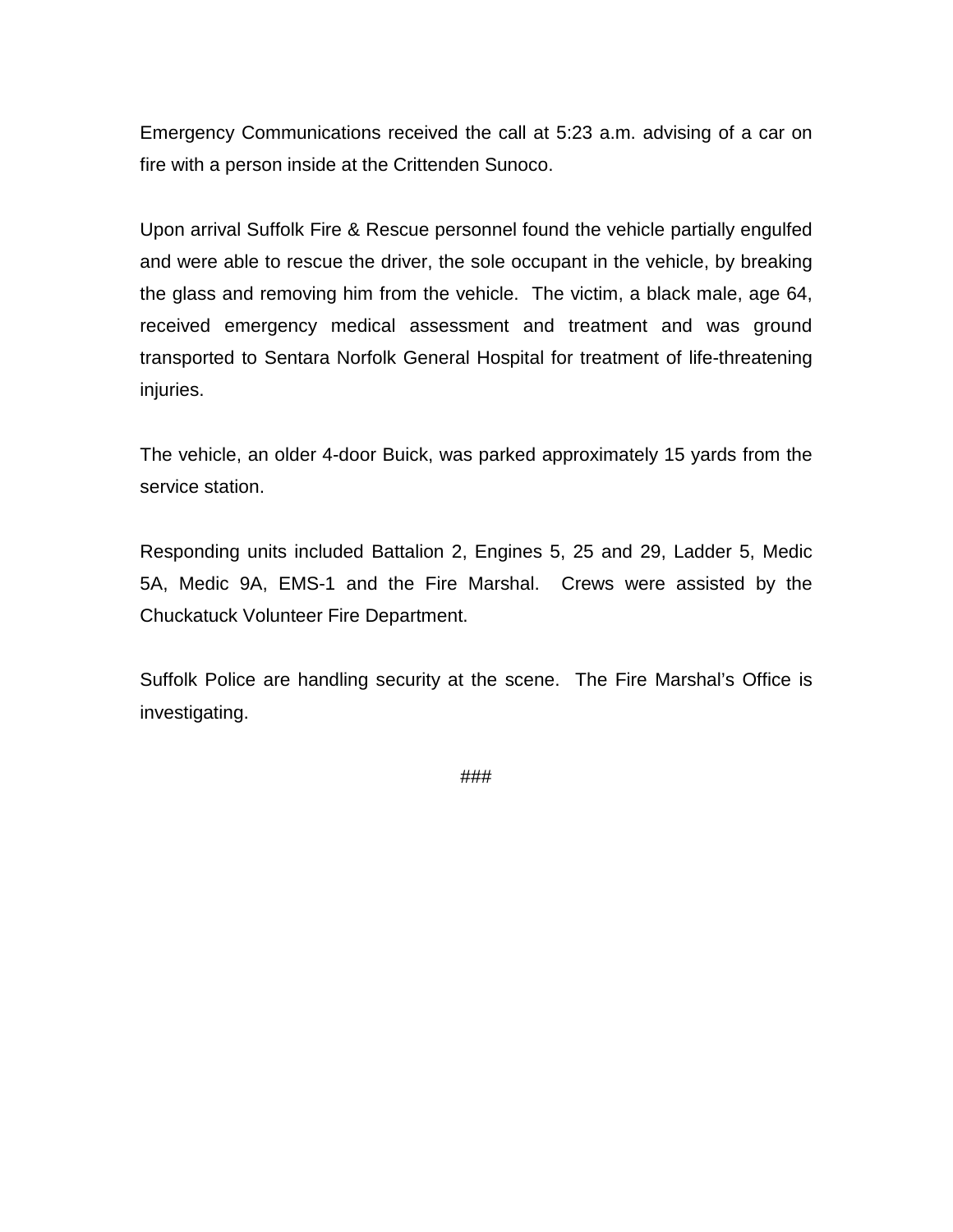Emergency Communications received the call at 5:23 a.m. advising of a car on fire with a person inside at the Crittenden Sunoco.

Upon arrival Suffolk Fire & Rescue personnel found the vehicle partially engulfed and were able to rescue the driver, the sole occupant in the vehicle, by breaking the glass and removing him from the vehicle.  The victim, a black male, age 64, received emergency medical assessment and treatment and was ground transported to Sentara Norfolk General Hospital for treatment of life-threatening injuries.

The vehicle, an older 4-door Buick, was parked approximately 15 yards from the service station.

Responding units included Battalion 2, Engines 5, 25 and 29, Ladder 5, Medic 5A, Medic 9A, EMS-1 and the Fire Marshal.  Crews were assisted by the Chuckatuck Volunteer Fire Department.

Suffolk Police are handling security at the scene.  The Fire Marshal's Office is investigating.

###